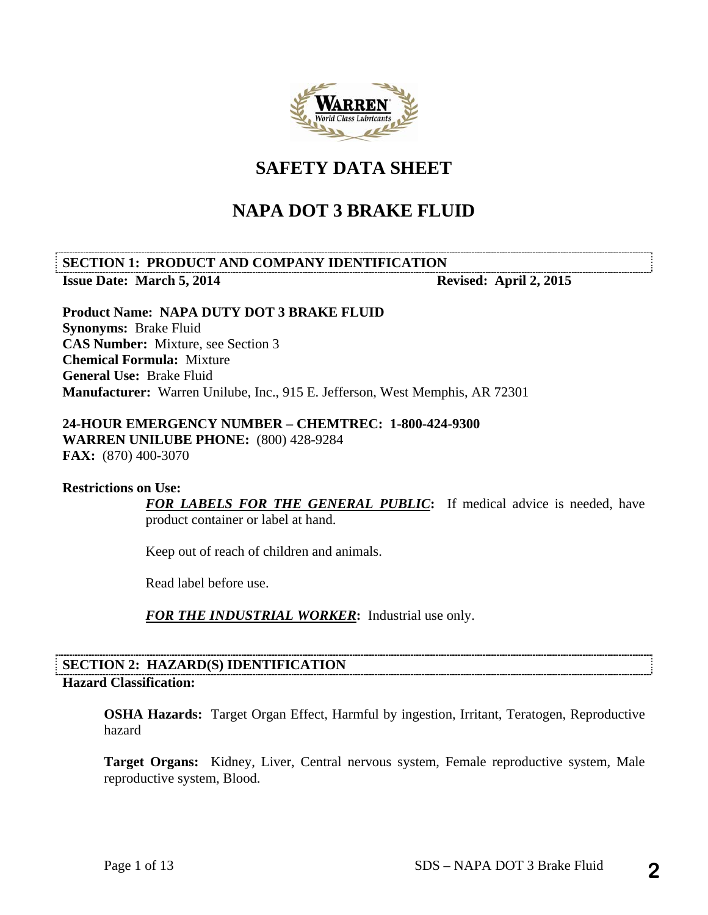# SAFETY DATA SHEET

# NAPA DOT 3 BRAKE FLUID

## SECTION 1: PRODUCT AND COMPANY IDENTIFICATION

**Issue Date: March 5, 2014** **Revised: April 2, 2015**

**Product Name: NAPA DUTY DOT 3 BRAKE FLUID**
**Synonyms:** Brake Fluid
**CAS Number:** Mixture, see Section 3
**Chemical Formula:** Mixture
**General Use:** Brake Fluid
**Manufacturer:** Warren Unilube, Inc., 915 E. Jefferson, West Memphis, AR 72301

**24-HOUR EMERGENCY NUMBER – CHEMTREC: 1-800-424-9300**
**WARREN UNILUBE PHONE:** (800) 428-9284
**FAX:** (870) 400-3070

**Restrictions on Use:**

***FOR LABELS FOR THE GENERAL PUBLIC*:** If medical advice is needed, have product container or label at hand.

Keep out of reach of children and animals.

Read label before use.

***FOR THE INDUSTRIAL WORKER*:** Industrial use only.

## SECTION 2: HAZARD(S) IDENTIFICATION

**Hazard Classification:**

**OSHA Hazards:** Target Organ Effect, Harmful by ingestion, Irritant, Teratogen, Reproductive hazard

**Target Organs:** Kidney, Liver, Central nervous system, Female reproductive system, Male reproductive system, Blood.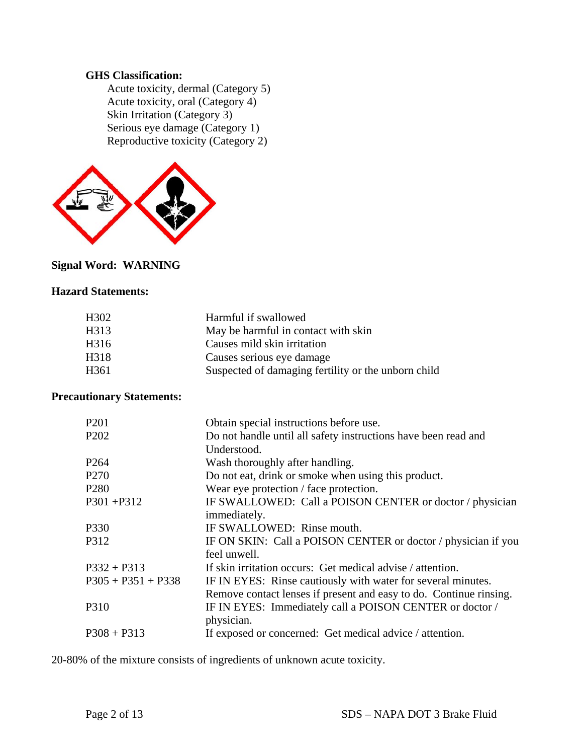**GHS Classification:**

Acute toxicity, dermal (Category 5)
Acute toxicity, oral (Category 4)
Skin Irritation (Category 3)
Serious eye damage (Category 1)
Reproductive toxicity (Category 2)

**Signal Word: WARNING**

**Hazard Statements:**

| | |
|---|---|
| H302 | Harmful if swallowed |
| H313 | May be harmful in contact with skin |
| H316 | Causes mild skin irritation |
| H318 | Causes serious eye damage |
| H361 | Suspected of damaging fertility or the unborn child |

**Precautionary Statements:**

| | |
|---|---|
| P201 | Obtain special instructions before use. |
| P202 | Do not handle until all safety instructions have been read and Understood. |
| P264 | Wash thoroughly after handling. |
| P270 | Do not eat, drink or smoke when using this product. |
| P280 | Wear eye protection / face protection. |
| P301 +P312 | IF SWALLOWED: Call a POISON CENTER or doctor / physician immediately. |
| P330 | IF SWALLOWED: Rinse mouth. |
| P312 | IF ON SKIN: Call a POISON CENTER or doctor / physician if you feel unwell. |
| P332 + P313 | If skin irritation occurs: Get medical advise / attention. |
| P305 + P351 + P338 | IF IN EYES: Rinse cautiously with water for several minutes. Remove contact lenses if present and easy to do. Continue rinsing. |
| P310 | IF IN EYES: Immediately call a POISON CENTER or doctor / physician. |
| P308 + P313 | If exposed or concerned: Get medical advice / attention. |

20-80% of the mixture consists of ingredients of unknown acute toxicity.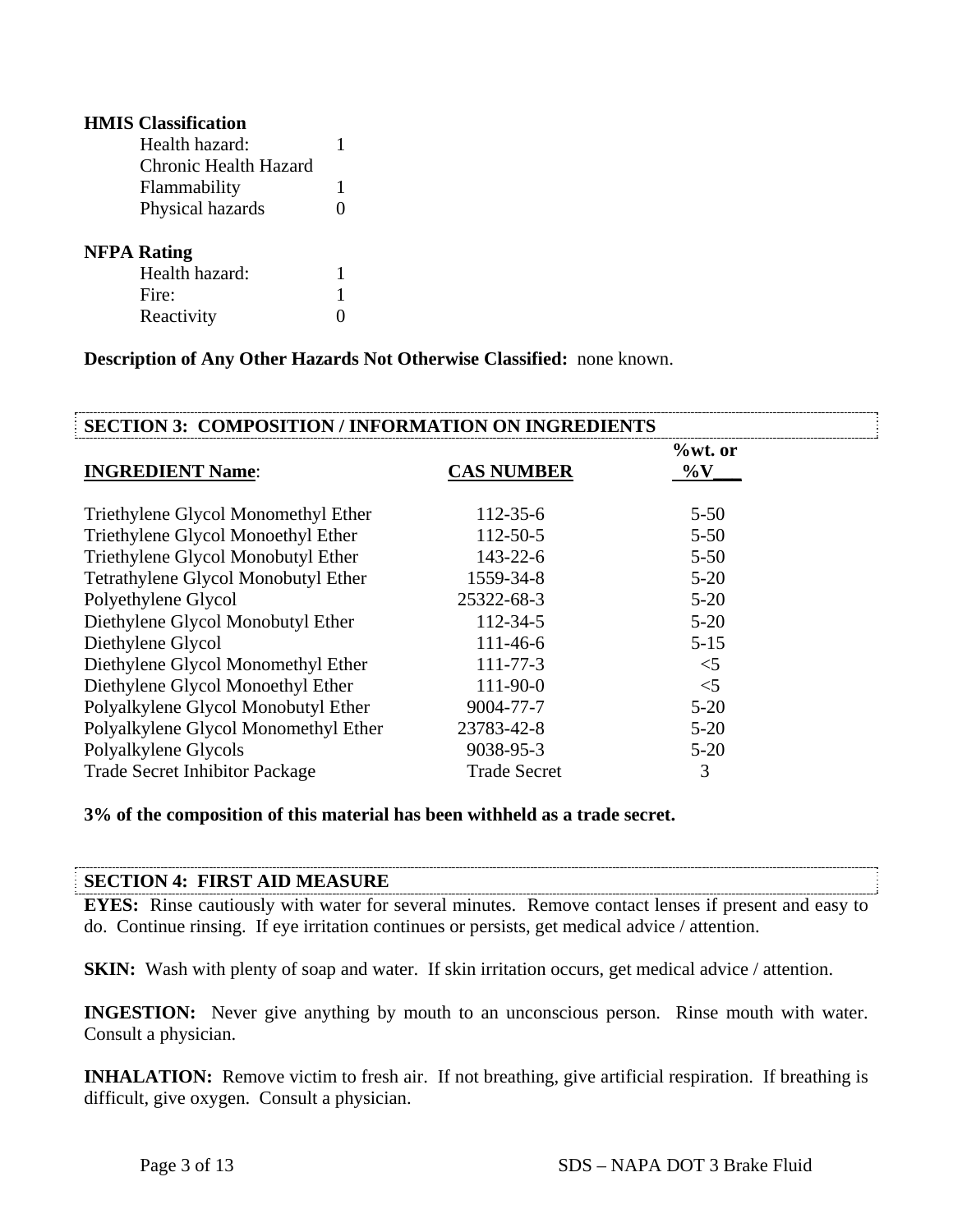**HMIS Classification**

| | |
|---|---|
| Health hazard: | 1 |
| Chronic Health Hazard | |
| Flammability | 1 |
| Physical hazards | 0 |

**NFPA Rating**

| | |
|---|---|
| Health hazard: | 1 |
| Fire: | 1 |
| Reactivity | 0 |

**Description of Any Other Hazards Not Otherwise Classified:** none known.

## SECTION 3: COMPOSITION / INFORMATION ON INGREDIENTS

| INGREDIENT Name: | CAS NUMBER | %wt. or %V |
|---|---|---|
| Triethylene Glycol Monomethyl Ether | 112-35-6 | 5-50 |
| Triethylene Glycol Monoethyl Ether | 112-50-5 | 5-50 |
| Triethylene Glycol Monobutyl Ether | 143-22-6 | 5-50 |
| Tetrathylene Glycol Monobutyl Ether | 1559-34-8 | 5-20 |
| Polyethylene Glycol | 25322-68-3 | 5-20 |
| Diethylene Glycol Monobutyl Ether | 112-34-5 | 5-20 |
| Diethylene Glycol | 111-46-6 | 5-15 |
| Diethylene Glycol Monomethyl Ether | 111-77-3 | <5 |
| Diethylene Glycol Monoethyl Ether | 111-90-0 | <5 |
| Polyalkylene Glycol Monobutyl Ether | 9004-77-7 | 5-20 |
| Polyalkylene Glycol Monomethyl Ether | 23783-42-8 | 5-20 |
| Polyalkylene Glycols | 9038-95-3 | 5-20 |
| Trade Secret Inhibitor Package | Trade Secret | 3 |

**3% of the composition of this material has been withheld as a trade secret.**

## SECTION 4: FIRST AID MEASURE

**EYES:** Rinse cautiously with water for several minutes. Remove contact lenses if present and easy to do. Continue rinsing. If eye irritation continues or persists, get medical advice / attention.

**SKIN:** Wash with plenty of soap and water. If skin irritation occurs, get medical advice / attention.

**INGESTION:** Never give anything by mouth to an unconscious person. Rinse mouth with water. Consult a physician.

**INHALATION:** Remove victim to fresh air. If not breathing, give artificial respiration. If breathing is difficult, give oxygen. Consult a physician.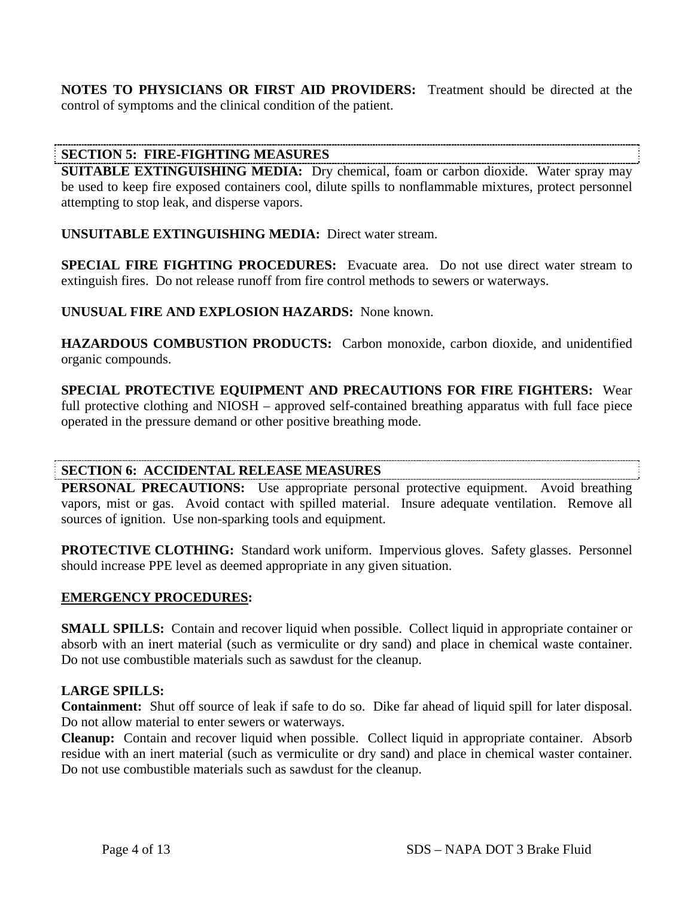**NOTES TO PHYSICIANS OR FIRST AID PROVIDERS:** Treatment should be directed at the control of symptoms and the clinical condition of the patient.

## SECTION 5: FIRE-FIGHTING MEASURES

**SUITABLE EXTINGUISHING MEDIA:** Dry chemical, foam or carbon dioxide. Water spray may be used to keep fire exposed containers cool, dilute spills to nonflammable mixtures, protect personnel attempting to stop leak, and disperse vapors.

**UNSUITABLE EXTINGUISHING MEDIA:** Direct water stream.

**SPECIAL FIRE FIGHTING PROCEDURES:** Evacuate area. Do not use direct water stream to extinguish fires. Do not release runoff from fire control methods to sewers or waterways.

**UNUSUAL FIRE AND EXPLOSION HAZARDS:** None known.

**HAZARDOUS COMBUSTION PRODUCTS:** Carbon monoxide, carbon dioxide, and unidentified organic compounds.

**SPECIAL PROTECTIVE EQUIPMENT AND PRECAUTIONS FOR FIRE FIGHTERS:** Wear full protective clothing and NIOSH – approved self-contained breathing apparatus with full face piece operated in the pressure demand or other positive breathing mode.

## SECTION 6: ACCIDENTAL RELEASE MEASURES

**PERSONAL PRECAUTIONS:** Use appropriate personal protective equipment. Avoid breathing vapors, mist or gas. Avoid contact with spilled material. Insure adequate ventilation. Remove all sources of ignition. Use non-sparking tools and equipment.

**PROTECTIVE CLOTHING:** Standard work uniform. Impervious gloves. Safety glasses. Personnel should increase PPE level as deemed appropriate in any given situation.

**EMERGENCY PROCEDURES:**

**SMALL SPILLS:** Contain and recover liquid when possible. Collect liquid in appropriate container or absorb with an inert material (such as vermiculite or dry sand) and place in chemical waste container. Do not use combustible materials such as sawdust for the cleanup.

**LARGE SPILLS:**

**Containment:** Shut off source of leak if safe to do so. Dike far ahead of liquid spill for later disposal. Do not allow material to enter sewers or waterways.

**Cleanup:** Contain and recover liquid when possible. Collect liquid in appropriate container. Absorb residue with an inert material (such as vermiculite or dry sand) and place in chemical waster container. Do not use combustible materials such as sawdust for the cleanup.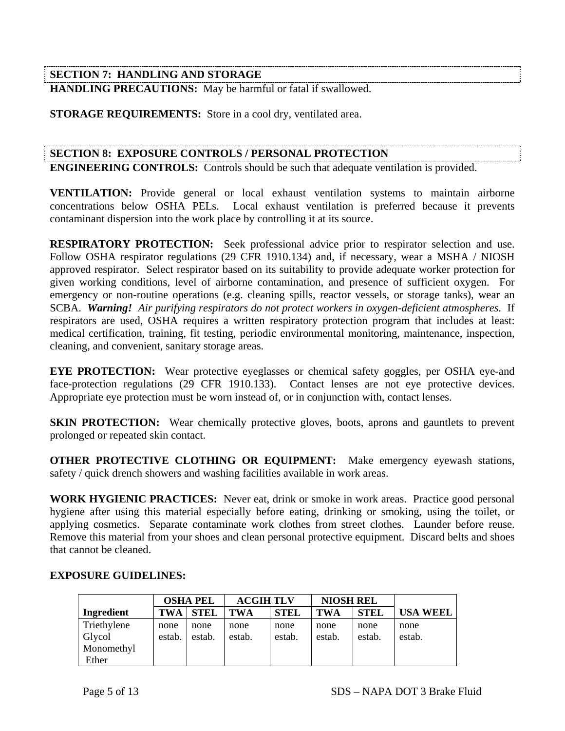## SECTION 7: HANDLING AND STORAGE

**HANDLING PRECAUTIONS:** May be harmful or fatal if swallowed.

**STORAGE REQUIREMENTS:** Store in a cool dry, ventilated area.

## SECTION 8: EXPOSURE CONTROLS / PERSONAL PROTECTION

**ENGINEERING CONTROLS:** Controls should be such that adequate ventilation is provided.

**VENTILATION:** Provide general or local exhaust ventilation systems to maintain airborne concentrations below OSHA PELs. Local exhaust ventilation is preferred because it prevents contaminant dispersion into the work place by controlling it at its source.

**RESPIRATORY PROTECTION:** Seek professional advice prior to respirator selection and use. Follow OSHA respirator regulations (29 CFR 1910.134) and, if necessary, wear a MSHA / NIOSH approved respirator. Select respirator based on its suitability to provide adequate worker protection for given working conditions, level of airborne contamination, and presence of sufficient oxygen. For emergency or non-routine operations (e.g. cleaning spills, reactor vessels, or storage tanks), wear an SCBA. ***Warning!*** *Air purifying respirators do not protect workers in oxygen-deficient atmospheres.* If respirators are used, OSHA requires a written respiratory protection program that includes at least: medical certification, training, fit testing, periodic environmental monitoring, maintenance, inspection, cleaning, and convenient, sanitary storage areas.

**EYE PROTECTION:** Wear protective eyeglasses or chemical safety goggles, per OSHA eye-and face-protection regulations (29 CFR 1910.133). Contact lenses are not eye protective devices. Appropriate eye protection must be worn instead of, or in conjunction with, contact lenses.

**SKIN PROTECTION:** Wear chemically protective gloves, boots, aprons and gauntlets to prevent prolonged or repeated skin contact.

**OTHER PROTECTIVE CLOTHING OR EQUIPMENT:** Make emergency eyewash stations, safety / quick drench showers and washing facilities available in work areas.

**WORK HYGIENIC PRACTICES:** Never eat, drink or smoke in work areas. Practice good personal hygiene after using this material especially before eating, drinking or smoking, using the toilet, or applying cosmetics. Separate contaminate work clothes from street clothes. Launder before reuse. Remove this material from your shoes and clean personal protective equipment. Discard belts and shoes that cannot be cleaned.

**EXPOSURE GUIDELINES:**

| | OSHA PEL | | ACGIH TLV | | NIOSH REL | | |
|---|---|---|---|---|---|---|---|
| **Ingredient** | **TWA** | **STEL** | **TWA** | **STEL** | **TWA** | **STEL** | **USA WEEL** |
| Triethylene Glycol Monomethyl Ether | none estab. | none estab. | none estab. | none estab. | none estab. | none estab. | none estab. |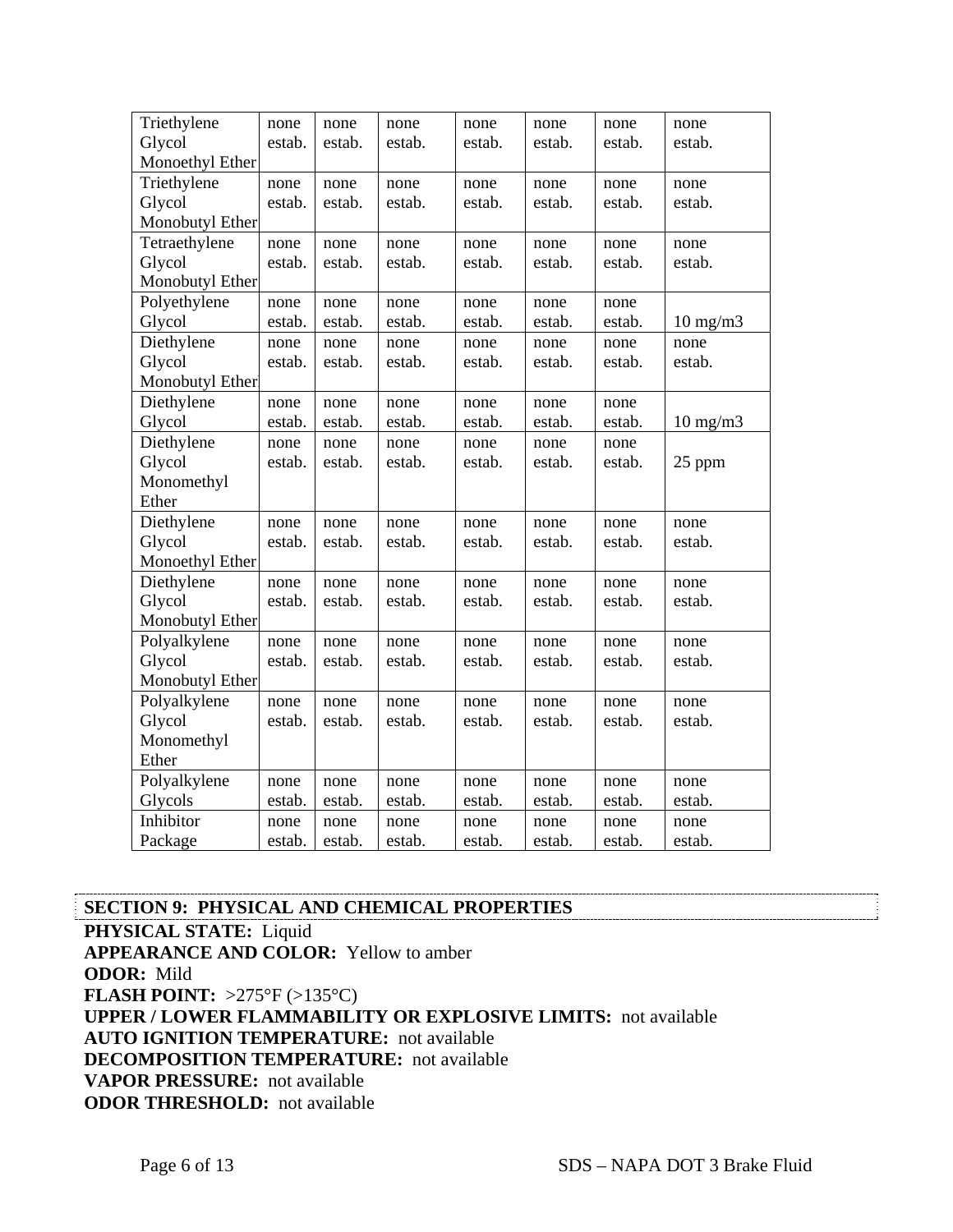| | | | | | | | |
|---|---|---|---|---|---|---|---|
| Triethylene Glycol Monoethyl Ether | none estab. | none estab. | none estab. | none estab. | none estab. | none estab. | none estab. |
| Triethylene Glycol Monobutyl Ether | none estab. | none estab. | none estab. | none estab. | none estab. | none estab. | none estab. |
| Tetraethylene Glycol Monobutyl Ether | none estab. | none estab. | none estab. | none estab. | none estab. | none estab. | none estab. |
| Polyethylene Glycol | none estab. | none estab. | none estab. | none estab. | none estab. | none estab. | 10 mg/m3 |
| Diethylene Glycol Monobutyl Ether | none estab. | none estab. | none estab. | none estab. | none estab. | none estab. | none estab. |
| Diethylene Glycol | none estab. | none estab. | none estab. | none estab. | none estab. | none estab. | 10 mg/m3 |
| Diethylene Glycol Monomethyl Ether | none estab. | none estab. | none estab. | none estab. | none estab. | none estab. | 25 ppm |
| Diethylene Glycol Monoethyl Ether | none estab. | none estab. | none estab. | none estab. | none estab. | none estab. | none estab. |
| Diethylene Glycol Monobutyl Ether | none estab. | none estab. | none estab. | none estab. | none estab. | none estab. | none estab. |
| Polyalkylene Glycol Monobutyl Ether | none estab. | none estab. | none estab. | none estab. | none estab. | none estab. | none estab. |
| Polyalkylene Glycol Monomethyl Ether | none estab. | none estab. | none estab. | none estab. | none estab. | none estab. | none estab. |
| Polyalkylene Glycols | none estab. | none estab. | none estab. | none estab. | none estab. | none estab. | none estab. |
| Inhibitor Package | none estab. | none estab. | none estab. | none estab. | none estab. | none estab. | none estab. |

## SECTION 9: PHYSICAL AND CHEMICAL PROPERTIES

**PHYSICAL STATE:** Liquid
**APPEARANCE AND COLOR:** Yellow to amber
**ODOR:** Mild
**FLASH POINT:** >275°F (>135°C)
**UPPER / LOWER FLAMMABILITY OR EXPLOSIVE LIMITS:** not available
**AUTO IGNITION TEMPERATURE:** not available
**DECOMPOSITION TEMPERATURE:** not available
**VAPOR PRESSURE:** not available
**ODOR THRESHOLD:** not available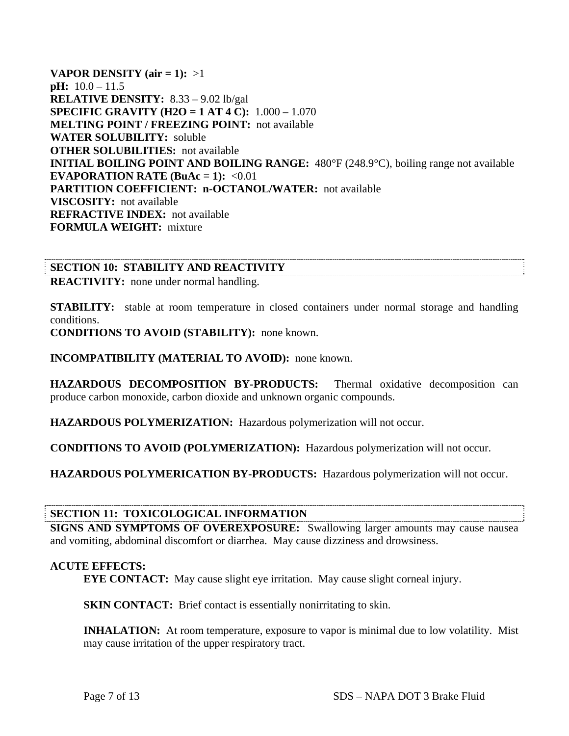**VAPOR DENSITY (air = 1):** >1
**pH:** 10.0 – 11.5
**RELATIVE DENSITY:** 8.33 – 9.02 lb/gal
**SPECIFIC GRAVITY ($H_2O$ = 1 AT 4 C):** 1.000 – 1.070
**MELTING POINT / FREEZING POINT:** not available
**WATER SOLUBILITY:** soluble
**OTHER SOLUBILITIES:** not available
**INITIAL BOILING POINT AND BOILING RANGE:** 480°F (248.9°C), boiling range not available
**EVAPORATION RATE (BuAc = 1):** <0.01
**PARTITION COEFFICIENT: n-OCTANOL/WATER:** not available
**VISCOSITY:** not available
**REFRACTIVE INDEX:** not available
**FORMULA WEIGHT:** mixture

## SECTION 10: STABILITY AND REACTIVITY

**REACTIVITY:** none under normal handling.

**STABILITY:** stable at room temperature in closed containers under normal storage and handling conditions.
**CONDITIONS TO AVOID (STABILITY):** none known.

**INCOMPATIBILITY (MATERIAL TO AVOID):** none known.

**HAZARDOUS DECOMPOSITION BY-PRODUCTS:** Thermal oxidative decomposition can produce carbon monoxide, carbon dioxide and unknown organic compounds.

**HAZARDOUS POLYMERIZATION:** Hazardous polymerization will not occur.

**CONDITIONS TO AVOID (POLYMERIZATION):** Hazardous polymerization will not occur.

**HAZARDOUS POLYMERICATION BY-PRODUCTS:** Hazardous polymerization will not occur.

## SECTION 11: TOXICOLOGICAL INFORMATION

**SIGNS AND SYMPTOMS OF OVEREXPOSURE:** Swallowing larger amounts may cause nausea and vomiting, abdominal discomfort or diarrhea. May cause dizziness and drowsiness.

**ACUTE EFFECTS:**

**EYE CONTACT:** May cause slight eye irritation. May cause slight corneal injury.

**SKIN CONTACT:** Brief contact is essentially nonirritating to skin.

**INHALATION:** At room temperature, exposure to vapor is minimal due to low volatility. Mist may cause irritation of the upper respiratory tract.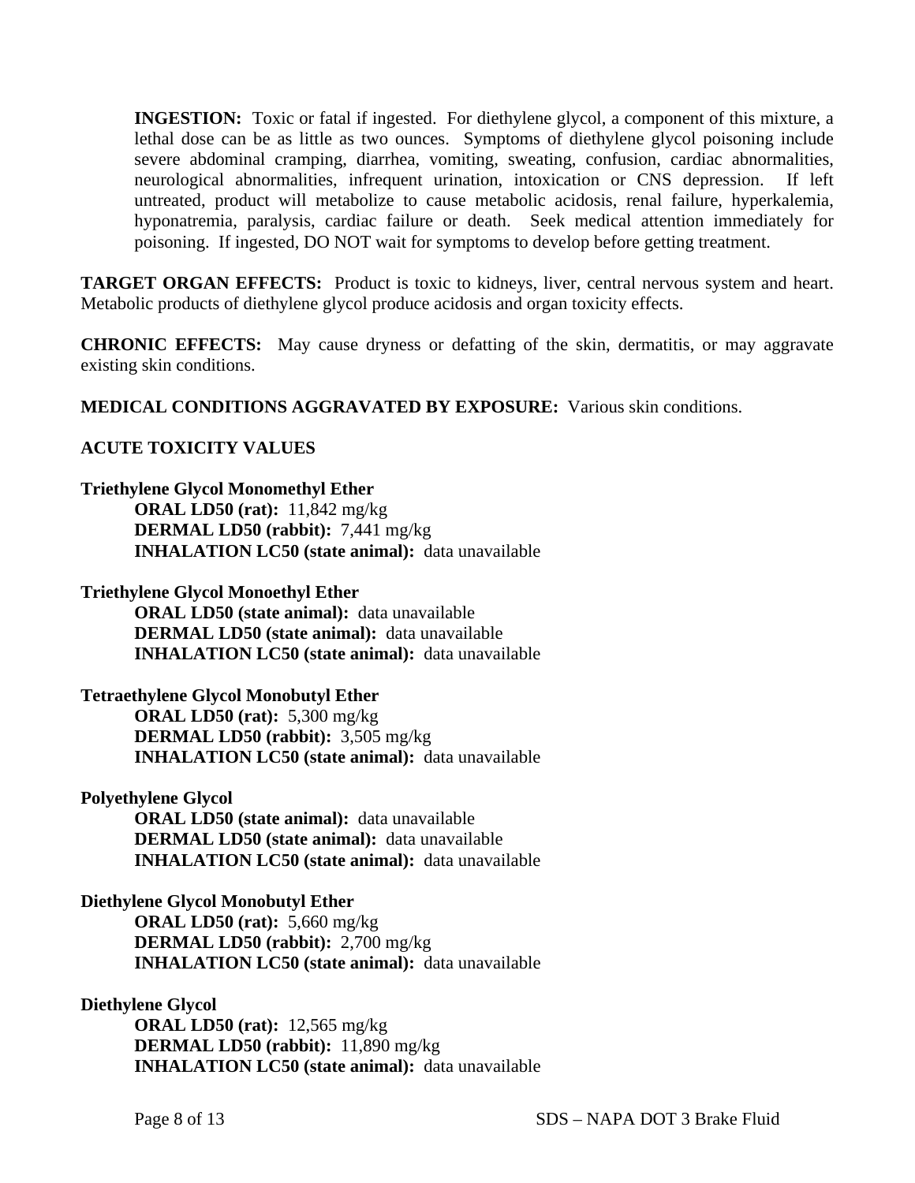**INGESTION:** Toxic or fatal if ingested. For diethylene glycol, a component of this mixture, a lethal dose can be as little as two ounces. Symptoms of diethylene glycol poisoning include severe abdominal cramping, diarrhea, vomiting, sweating, confusion, cardiac abnormalities, neurological abnormalities, infrequent urination, intoxication or CNS depression. If left untreated, product will metabolize to cause metabolic acidosis, renal failure, hyperkalemia, hyponatremia, paralysis, cardiac failure or death. Seek medical attention immediately for poisoning. If ingested, DO NOT wait for symptoms to develop before getting treatment.

**TARGET ORGAN EFFECTS:** Product is toxic to kidneys, liver, central nervous system and heart. Metabolic products of diethylene glycol produce acidosis and organ toxicity effects.

**CHRONIC EFFECTS:** May cause dryness or defatting of the skin, dermatitis, or may aggravate existing skin conditions.

**MEDICAL CONDITIONS AGGRAVATED BY EXPOSURE:** Various skin conditions.

**ACUTE TOXICITY VALUES**

**Triethylene Glycol Monomethyl Ether**
- **ORAL LD50 (rat):** 11,842 mg/kg
- **DERMAL LD50 (rabbit):** 7,441 mg/kg
- **INHALATION LC50 (state animal):** data unavailable

**Triethylene Glycol Monoethyl Ether**
- **ORAL LD50 (state animal):** data unavailable
- **DERMAL LD50 (state animal):** data unavailable
- **INHALATION LC50 (state animal):** data unavailable

**Tetraethylene Glycol Monobutyl Ether**
- **ORAL LD50 (rat):** 5,300 mg/kg
- **DERMAL LD50 (rabbit):** 3,505 mg/kg
- **INHALATION LC50 (state animal):** data unavailable

**Polyethylene Glycol**
- **ORAL LD50 (state animal):** data unavailable
- **DERMAL LD50 (state animal):** data unavailable
- **INHALATION LC50 (state animal):** data unavailable

**Diethylene Glycol Monobutyl Ether**
- **ORAL LD50 (rat):** 5,660 mg/kg
- **DERMAL LD50 (rabbit):** 2,700 mg/kg
- **INHALATION LC50 (state animal):** data unavailable

**Diethylene Glycol**
- **ORAL LD50 (rat):** 12,565 mg/kg
- **DERMAL LD50 (rabbit):** 11,890 mg/kg
- **INHALATION LC50 (state animal):** data unavailable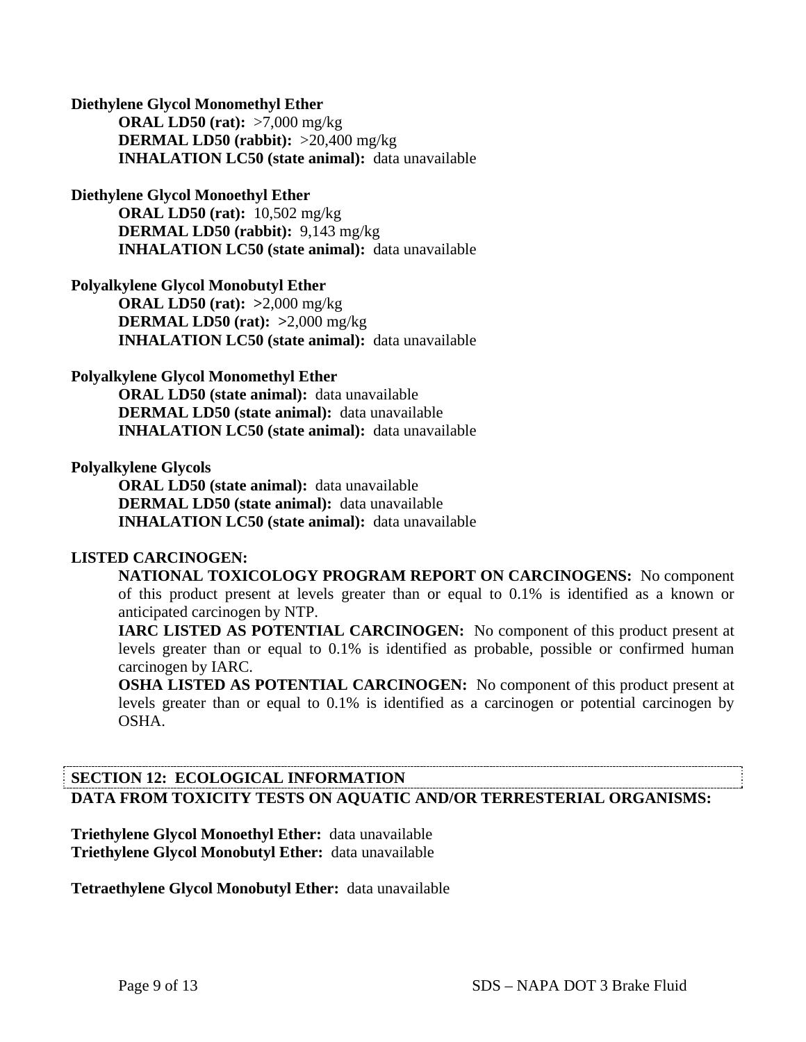**Diethylene Glycol Monomethyl Ether**

**ORAL LD50 (rat):** >7,000 mg/kg
**DERMAL LD50 (rabbit):** >20,400 mg/kg
**INHALATION LC50 (state animal):** data unavailable

**Diethylene Glycol Monoethyl Ether**

**ORAL LD50 (rat):** 10,502 mg/kg
**DERMAL LD50 (rabbit):** 9,143 mg/kg
**INHALATION LC50 (state animal):** data unavailable

**Polyalkylene Glycol Monobutyl Ether**

**ORAL LD50 (rat): >**2,000 mg/kg
**DERMAL LD50 (rat): >**2,000 mg/kg
**INHALATION LC50 (state animal):** data unavailable

**Polyalkylene Glycol Monomethyl Ether**

**ORAL LD50 (state animal):** data unavailable
**DERMAL LD50 (state animal):** data unavailable
**INHALATION LC50 (state animal):** data unavailable

**Polyalkylene Glycols**

**ORAL LD50 (state animal):** data unavailable
**DERMAL LD50 (state animal):** data unavailable
**INHALATION LC50 (state animal):** data unavailable

**LISTED CARCINOGEN:**

**NATIONAL TOXICOLOGY PROGRAM REPORT ON CARCINOGENS:** No component of this product present at levels greater than or equal to 0.1% is identified as a known or anticipated carcinogen by NTP.

**IARC LISTED AS POTENTIAL CARCINOGEN:** No component of this product present at levels greater than or equal to 0.1% is identified as probable, possible or confirmed human carcinogen by IARC.

**OSHA LISTED AS POTENTIAL CARCINOGEN:** No component of this product present at levels greater than or equal to 0.1% is identified as a carcinogen or potential carcinogen by OSHA.

## SECTION 12: ECOLOGICAL INFORMATION

**DATA FROM TOXICITY TESTS ON AQUATIC AND/OR TERRESTERIAL ORGANISMS:**

**Triethylene Glycol Monoethyl Ether:** data unavailable
**Triethylene Glycol Monobutyl Ether:** data unavailable

**Tetraethylene Glycol Monobutyl Ether:** data unavailable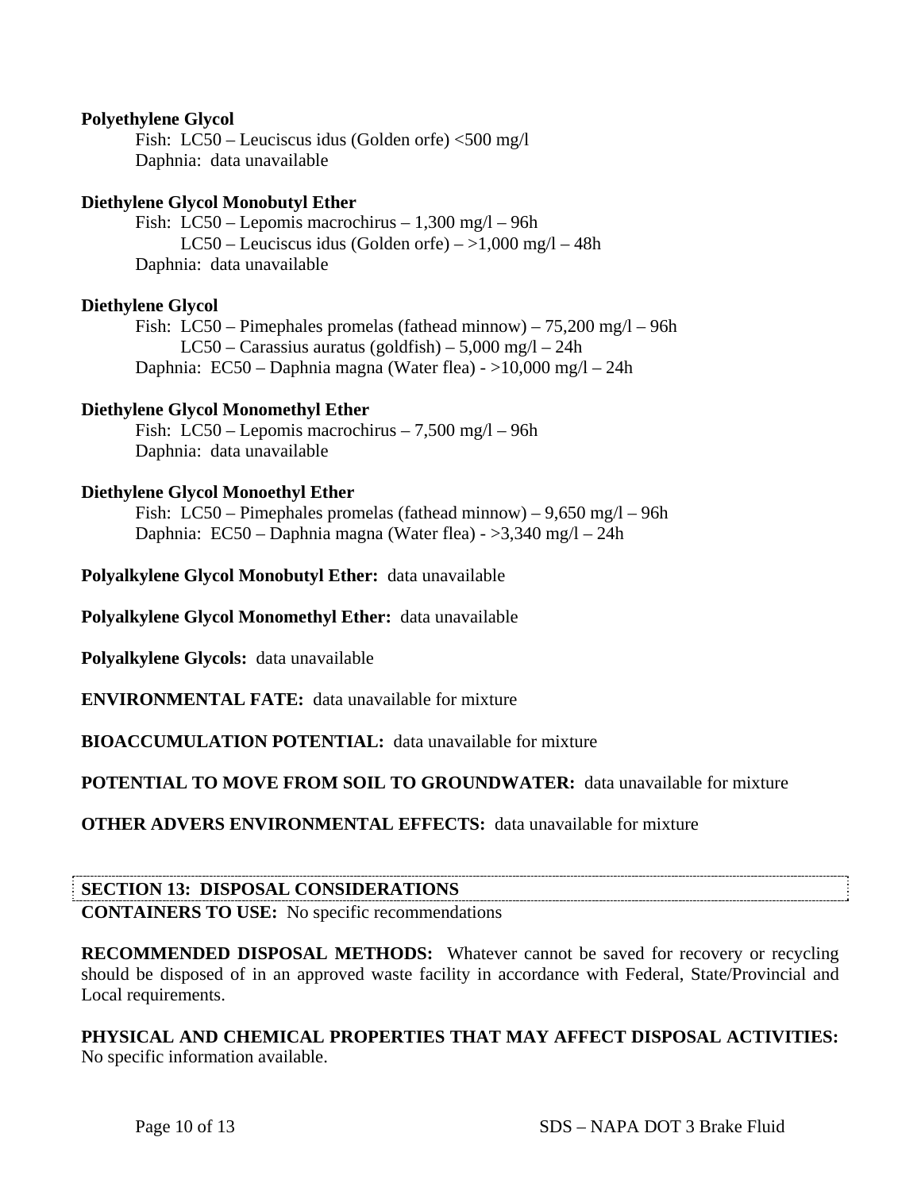**Polyethylene Glycol**

Fish: LC50 – Leuciscus idus (Golden orfe) <500 mg/l
Daphnia: data unavailable

**Diethylene Glycol Monobutyl Ether**

Fish: LC50 – Lepomis macrochirus – 1,300 mg/l – 96h
LC50 – Leuciscus idus (Golden orfe) – >1,000 mg/l – 48h
Daphnia: data unavailable

**Diethylene Glycol**

Fish: LC50 – Pimephales promelas (fathead minnow) – 75,200 mg/l – 96h
LC50 – Carassius auratus (goldfish) – 5,000 mg/l – 24h
Daphnia: EC50 – Daphnia magna (Water flea) - >10,000 mg/l – 24h

**Diethylene Glycol Monomethyl Ether**

Fish: LC50 – Lepomis macrochirus – 7,500 mg/l – 96h
Daphnia: data unavailable

**Diethylene Glycol Monoethyl Ether**

Fish: LC50 – Pimephales promelas (fathead minnow) – 9,650 mg/l – 96h
Daphnia: EC50 – Daphnia magna (Water flea) - >3,340 mg/l – 24h

**Polyalkylene Glycol Monobutyl Ether:** data unavailable

**Polyalkylene Glycol Monomethyl Ether:** data unavailable

**Polyalkylene Glycols:** data unavailable

**ENVIRONMENTAL FATE:** data unavailable for mixture

**BIOACCUMULATION POTENTIAL:** data unavailable for mixture

**POTENTIAL TO MOVE FROM SOIL TO GROUNDWATER:** data unavailable for mixture

**OTHER ADVERS ENVIRONMENTAL EFFECTS:** data unavailable for mixture

## SECTION 13: DISPOSAL CONSIDERATIONS

**CONTAINERS TO USE:** No specific recommendations

**RECOMMENDED DISPOSAL METHODS:** Whatever cannot be saved for recovery or recycling should be disposed of in an approved waste facility in accordance with Federal, State/Provincial and Local requirements.

**PHYSICAL AND CHEMICAL PROPERTIES THAT MAY AFFECT DISPOSAL ACTIVITIES:** No specific information available.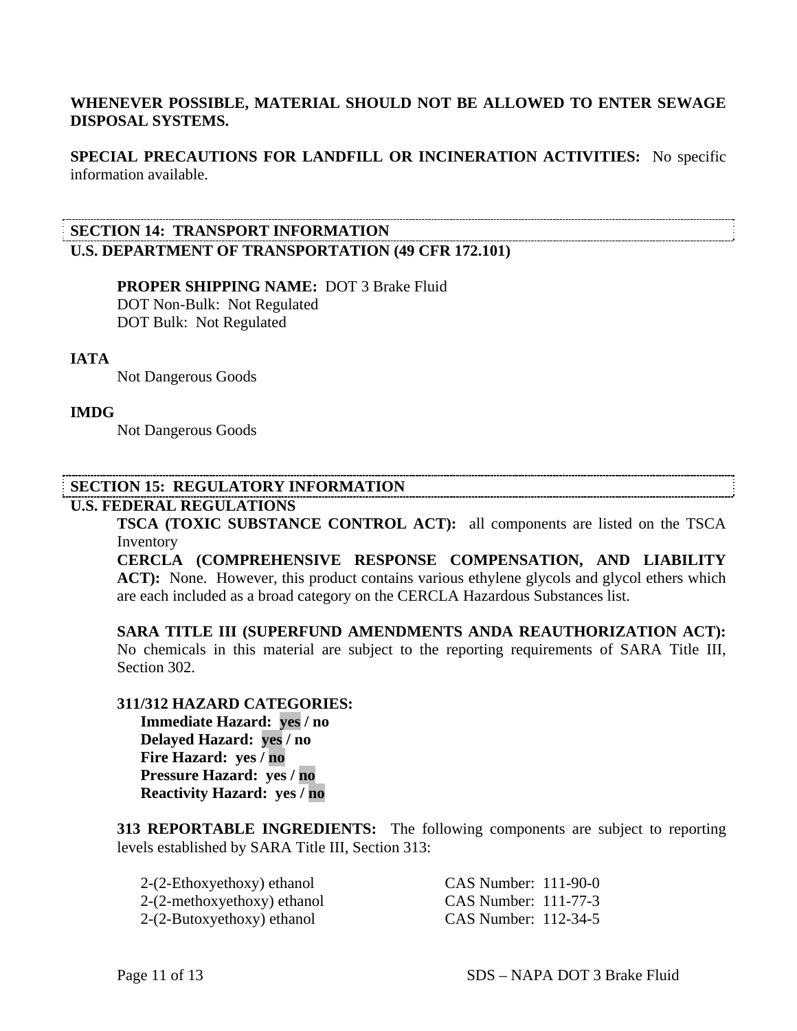**WHENEVER POSSIBLE, MATERIAL SHOULD NOT BE ALLOWED TO ENTER SEWAGE DISPOSAL SYSTEMS.**

**SPECIAL PRECAUTIONS FOR LANDFILL OR INCINERATION ACTIVITIES:** No specific information available.

## SECTION 14: TRANSPORT INFORMATION

**U.S. DEPARTMENT OF TRANSPORTATION (49 CFR 172.101)**

**PROPER SHIPPING NAME:** DOT 3 Brake Fluid
DOT Non-Bulk: Not Regulated
DOT Bulk: Not Regulated

**IATA**

Not Dangerous Goods

**IMDG**

Not Dangerous Goods

## SECTION 15: REGULATORY INFORMATION

**U.S. FEDERAL REGULATIONS**

**TSCA (TOXIC SUBSTANCE CONTROL ACT):** all components are listed on the TSCA Inventory

**CERCLA (COMPREHENSIVE RESPONSE COMPENSATION, AND LIABILITY ACT):** None. However, this product contains various ethylene glycols and glycol ethers which are each included as a broad category on the CERCLA Hazardous Substances list.

**SARA TITLE III (SUPERFUND AMENDMENTS ANDA REAUTHORIZATION ACT):** No chemicals in this material are subject to the reporting requirements of SARA Title III, Section 302.

**311/312 HAZARD CATEGORIES:**

**Immediate Hazard: yes / no** (yes)
**Delayed Hazard: yes / no** (yes)
**Fire Hazard: yes / no** (no)
**Pressure Hazard: yes / no** (no)
**Reactivity Hazard: yes / no** (no)

**313 REPORTABLE INGREDIENTS:** The following components are subject to reporting levels established by SARA Title III, Section 313:

| | |
|---|---|
| 2-(2-Ethoxyethoxy) ethanol | CAS Number: 111-90-0 |
| 2-(2-methoxyethoxy) ethanol | CAS Number: 111-77-3 |
| 2-(2-Butoxyethoxy) ethanol | CAS Number: 112-34-5 |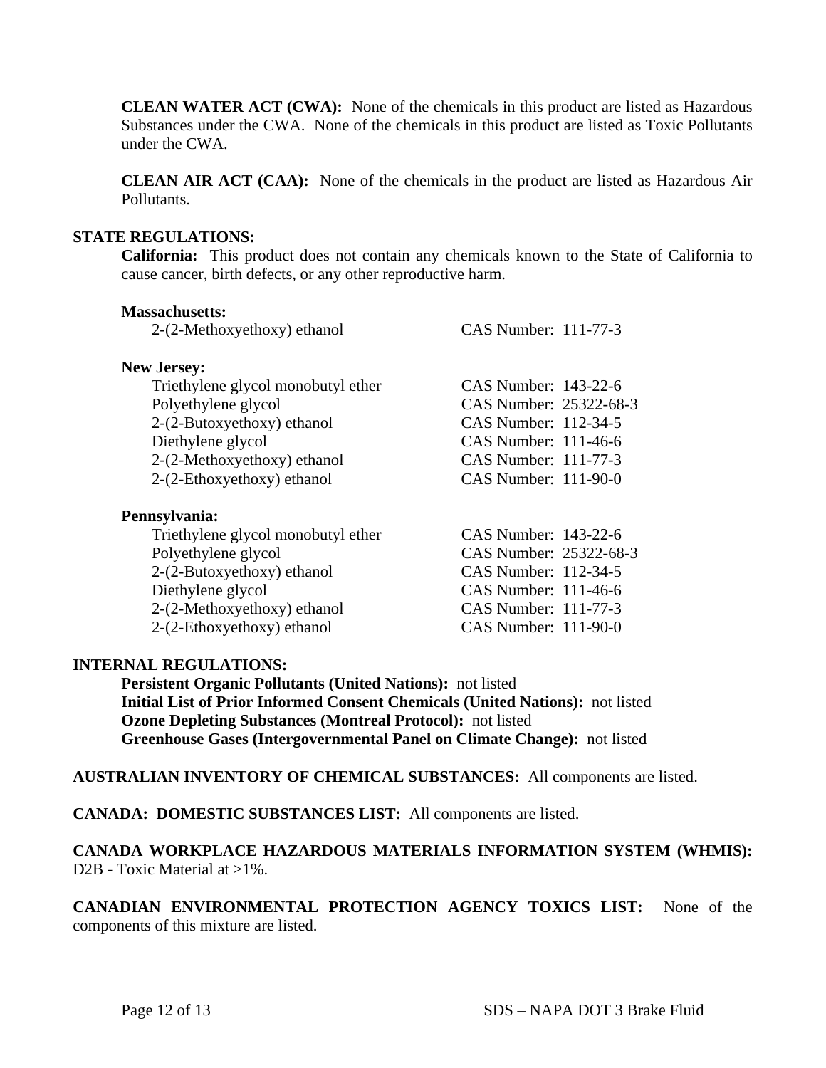**CLEAN WATER ACT (CWA):** None of the chemicals in this product are listed as Hazardous Substances under the CWA. None of the chemicals in this product are listed as Toxic Pollutants under the CWA.

**CLEAN AIR ACT (CAA):** None of the chemicals in the product are listed as Hazardous Air Pollutants.

**STATE REGULATIONS:**

**California:** This product does not contain any chemicals known to the State of California to cause cancer, birth defects, or any other reproductive harm.

**Massachusetts:**

| | |
|---|---|
| 2-(2-Methoxyethoxy) ethanol | CAS Number: 111-77-3 |

**New Jersey:**

| | |
|---|---|
| Triethylene glycol monobutyl ether | CAS Number: 143-22-6 |
| Polyethylene glycol | CAS Number: 25322-68-3 |
| 2-(2-Butoxyethoxy) ethanol | CAS Number: 112-34-5 |
| Diethylene glycol | CAS Number: 111-46-6 |
| 2-(2-Methoxyethoxy) ethanol | CAS Number: 111-77-3 |
| 2-(2-Ethoxyethoxy) ethanol | CAS Number: 111-90-0 |

**Pennsylvania:**

| | |
|---|---|
| Triethylene glycol monobutyl ether | CAS Number: 143-22-6 |
| Polyethylene glycol | CAS Number: 25322-68-3 |
| 2-(2-Butoxyethoxy) ethanol | CAS Number: 112-34-5 |
| Diethylene glycol | CAS Number: 111-46-6 |
| 2-(2-Methoxyethoxy) ethanol | CAS Number: 111-77-3 |
| 2-(2-Ethoxyethoxy) ethanol | CAS Number: 111-90-0 |

**INTERNAL REGULATIONS:**

**Persistent Organic Pollutants (United Nations):** not listed
**Initial List of Prior Informed Consent Chemicals (United Nations):** not listed
**Ozone Depleting Substances (Montreal Protocol):** not listed
**Greenhouse Gases (Intergovernmental Panel on Climate Change):** not listed

**AUSTRALIAN INVENTORY OF CHEMICAL SUBSTANCES:** All components are listed.

**CANADA: DOMESTIC SUBSTANCES LIST:** All components are listed.

**CANADA WORKPLACE HAZARDOUS MATERIALS INFORMATION SYSTEM (WHMIS):** D2B - Toxic Material at >1%.

**CANADIAN ENVIRONMENTAL PROTECTION AGENCY TOXICS LIST:** None of the components of this mixture are listed.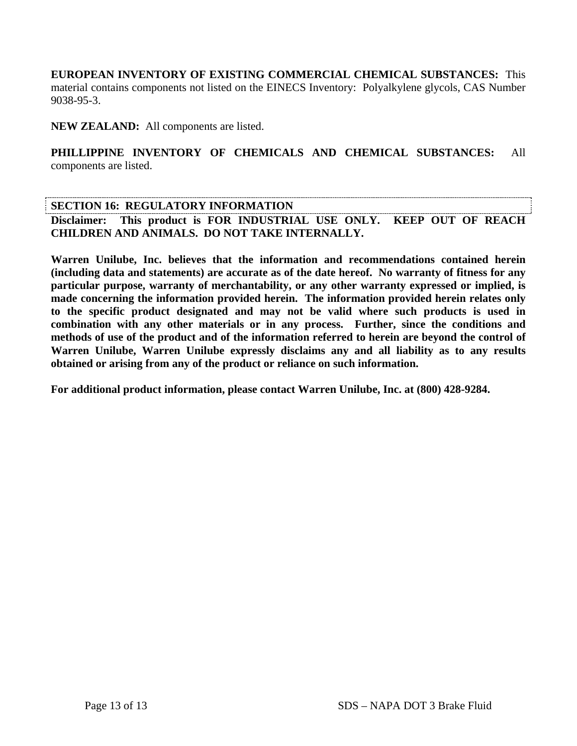**EUROPEAN INVENTORY OF EXISTING COMMERCIAL CHEMICAL SUBSTANCES:** This material contains components not listed on the EINECS Inventory: Polyalkylene glycols, CAS Number 9038-95-3.

**NEW ZEALAND:** All components are listed.

**PHILLIPPINE INVENTORY OF CHEMICALS AND CHEMICAL SUBSTANCES:** All components are listed.

## SECTION 16: REGULATORY INFORMATION

**Disclaimer: This product is FOR INDUSTRIAL USE ONLY. KEEP OUT OF REACH CHILDREN AND ANIMALS. DO NOT TAKE INTERNALLY.**

**Warren Unilube, Inc. believes that the information and recommendations contained herein (including data and statements) are accurate as of the date hereof. No warranty of fitness for any particular purpose, warranty of merchantability, or any other warranty expressed or implied, is made concerning the information provided herein. The information provided herein relates only to the specific product designated and may not be valid where such products is used in combination with any other materials or in any process. Further, since the conditions and methods of use of the product and of the information referred to herein are beyond the control of Warren Unilube, Warren Unilube expressly disclaims any and all liability as to any results obtained or arising from any of the product or reliance on such information.**

**For additional product information, please contact Warren Unilube, Inc. at (800) 428-9284.**